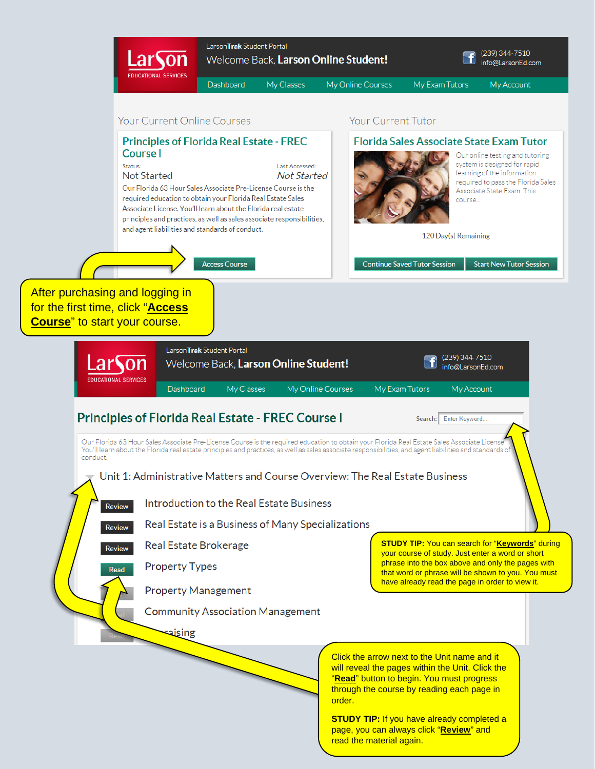LarsonTrak Student Portal

Welcome Back, **Larson Online Student!**

(239) 344-7510
info@LarsonEd.com

Dashboard | My Classes | My Online Courses | My Exam Tutors | My Account

## Your Current Online Courses

### Principles of Florida Real Estate - FREC Course I

Status: Not Started
Last Accessed: *Not Started*

Our Florida 63 Hour Sales Associate Pre-License Course is the required education to obtain your Florida Real Estate Sales Associate License. You'll learn about the Florida real estate principles and practices, as well as sales associate responsibilities, and agent liabilities and standards of conduct.

Access Course

## Your Current Tutor

### Florida Sales Associate State Exam Tutor

Our online testing and tutoring system is designed for rapid learning of the information required to pass the Florida Sales Associate State Exam. This course...

120 Day(s) Remaining

Continue Saved Tutor Session | Start New Tutor Session

After purchasing and logging in for the first time, click "**Access Course**" to start your course.

---

LarsonTrak Student Portal

Welcome Back, **Larson Online Student!**

(239) 344-7510
info@LarsonEd.com

Dashboard | My Classes | My Online Courses | My Exam Tutors | My Account

## Principles of Florida Real Estate - FREC Course I

Search: Enter Keyword...

Our Florida 63 Hour Sales Associate Pre-License Course is the required education to obtain your Florida Real Estate Sales Associate License. You'll learn about the Florida real estate principles and practices, as well as sales associate responsibilities, and agent liabilities and standards of conduct.

### Unit 1: Administrative Matters and Course Overview: The Real Estate Business

- Review — Introduction to the Real Estate Business
- Review — Real Estate is a Business of Many Specializations
- Review — Real Estate Brokerage
- Read — Property Types
- Read — Property Management
- Read — Community Association Management
- Read — ...raising

**STUDY TIP:** You can search for "**Keywords**" during your course of study. Just enter a word or short phrase into the box above and only the pages with that word or phrase will be shown to you. You must have already read the page in order to view it.

Click the arrow next to the Unit name and it will reveal the pages within the Unit. Click the "**Read**" button to begin. You must progress through the course by reading each page in order.

**STUDY TIP:** If you have already completed a page, you can always click "**Review**" and read the material again.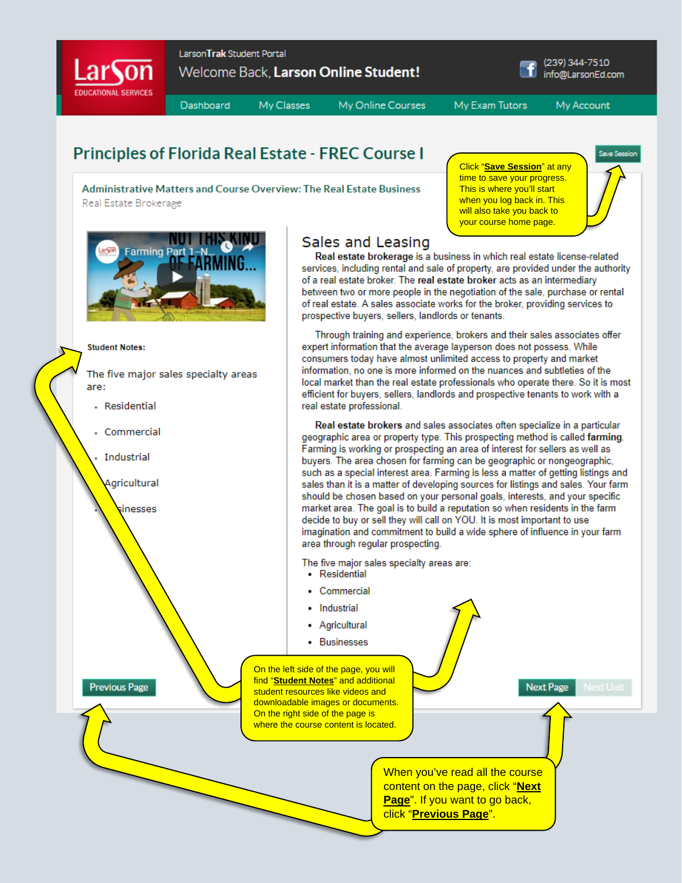LarsonTrak Student Portal

Welcome Back, **Larson Online Student!**

(239) 344-7510
info@LarsonEd.com

Dashboard | My Classes | My Online Courses | My Exam Tutors | My Account

# Principles of Florida Real Estate - FREC Course I

Save Session

Click "**Save Session**" at any time to save your progress. This is where you'll start when you log back in. This will also take you back to your course home page.

## Administrative Matters and Course Overview: The Real Estate Business

Real Estate Brokerage

Farming Part 1–N...

**Student Notes:**

The five major sales specialty areas are:

- Residential
- Commercial
- Industrial
- Agricultural
- Businesses

## Sales and Leasing

**Real estate brokerage** is a business in which real estate license-related services, including rental and sale of property, are provided under the authority of a real estate broker. The **real estate broker** acts as an intermediary between two or more people in the negotiation of the sale, purchase or rental of real estate. A sales associate works for the broker, providing services to prospective buyers, sellers, landlords or tenants.

Through training and experience, brokers and their sales associates offer expert information that the average layperson does not possess. While consumers today have almost unlimited access to property and market information, no one is more informed on the nuances and subtleties of the local market than the real estate professionals who operate there. So it is most efficient for buyers, sellers, landlords and prospective tenants to work with a real estate professional.

**Real estate brokers** and sales associates often specialize in a particular geographic area or property type. This prospecting method is called **farming**. Farming is working or prospecting an area of interest for sellers as well as buyers. The area chosen for farming can be geographic or nongeographic, such as a special interest area. Farming is less a matter of getting listings and sales than it is a matter of developing sources for listings and sales. Your farm should be chosen based on your personal goals, interests, and your specific market area. The goal is to build a reputation so when residents in the farm decide to buy or sell they will call on YOU. It is most important to use imagination and commitment to build a wide sphere of influence in your farm area through regular prospecting.

The five major sales specialty areas are:

- Residential
- Commercial
- Industrial
- Agricultural
- Businesses

On the left side of the page, you will find "**Student Notes**" and additional student resources like videos and downloadable images or documents. On the right side of the page is where the course content is located.

Previous Page | Next Page | Next Unit

When you've read all the course content on the page, click "**Next Page**". If you want to go back, click "**Previous Page**".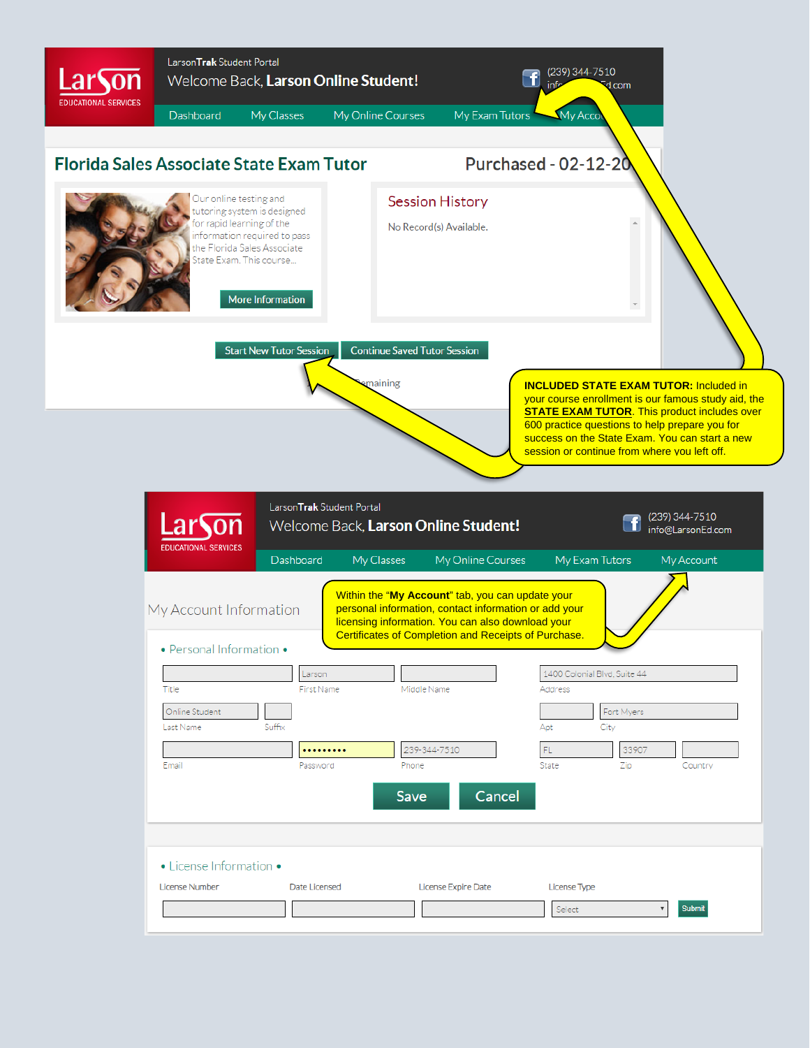LarsonTrak Student Portal

Welcome Back, **Larson Online Student!**

(239) 344-7510

Dashboard | My Classes | My Online Courses | My Exam Tutors | My Account

## Florida Sales Associate State Exam Tutor

Purchased - 02-12-20

Our online testing and tutoring system is designed for rapid learning of the information required to pass the Florida Sales Associate State Exam. This course...

More Information

### Session History

No Record(s) Available.

Start New Tutor Session | Continue Saved Tutor Session

**INCLUDED STATE EXAM TUTOR:** Included in your course enrollment is our famous study aid, the **STATE EXAM TUTOR**. This product includes over 600 practice questions to help prepare you for success on the State Exam. You can start a new session or continue from where you left off.

LarsonTrak Student Portal

Welcome Back, **Larson Online Student!**

(239) 344-7510
info@LarsonEd.com

Dashboard | My Classes | My Online Courses | My Exam Tutors | My Account

Within the "**My Account**" tab, you can update your personal information, contact information or add your licensing information. You can also download your Certificates of Completion and Receipts of Purchase.

## My Account Information

• Personal Information •

Title | Larson (First Name) | Middle Name | 1400 Colonial Blvd, Suite 44 (Address)

Online Student (Last Name) | Suffix | Apt | Fort Myers (City)

Email | Password | 239-344-7510 (Phone) | FL (State) | 33907 (Zip) | Country

Save | Cancel

• License Information •

| License Number | Date Licensed | License Expire Date | License Type |
|---|---|---|---|
| | | | Select |

Submit